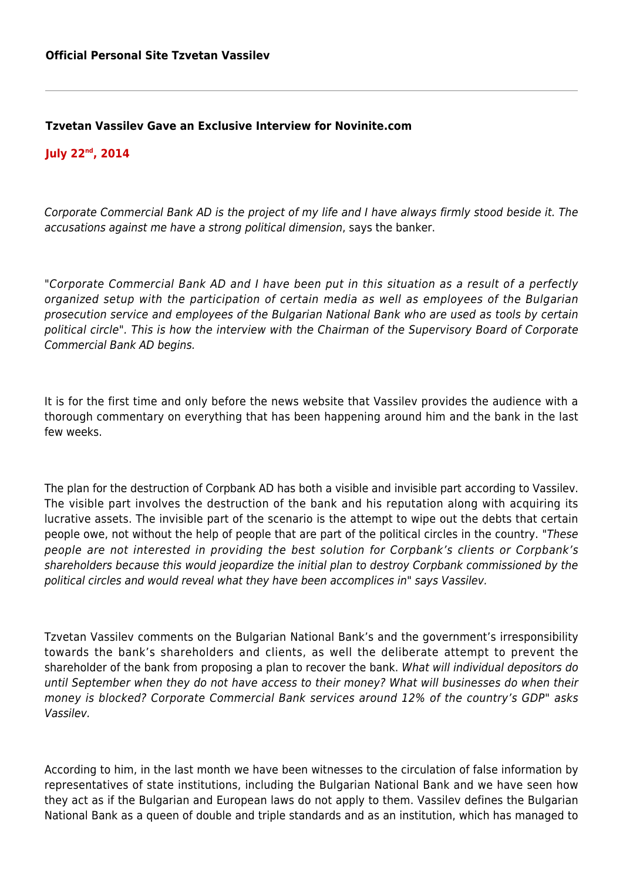**Official Personal Site Tzvetan Vassilev**

---

### Tzvetan Vassilev Gave an Exclusive Interview for Novinite.com

**July 22nd, 2014**

*Corporate Commercial Bank AD is the project of my life and I have always firmly stood beside it. The accusations against me have a strong political dimension*, says the banker.

"*Corporate Commercial Bank AD and I have been put in this situation as a result of a perfectly organized setup with the participation of certain media as well as employees of the Bulgarian prosecution service and employees of the Bulgarian National Bank who are used as tools by certain political circle". This is how the interview with the Chairman of the Supervisory Board of Corporate Commercial Bank AD begins.*

It is for the first time and only before the news website that Vassilev provides the audience with a thorough commentary on everything that has been happening around him and the bank in the last few weeks.

The plan for the destruction of Corpbank AD has both a visible and invisible part according to Vassilev. The visible part involves the destruction of the bank and his reputation along with acquiring its lucrative assets. The invisible part of the scenario is the attempt to wipe out the debts that certain people owe, not without the help of people that are part of the political circles in the country. "*These people are not interested in providing the best solution for Corpbank's clients or Corpbank's shareholders because this would jeopardize the initial plan to destroy Corpbank commissioned by the political circles and would reveal what they have been accomplices in" says Vassilev.*

Tzvetan Vassilev comments on the Bulgarian National Bank's and the government's irresponsibility towards the bank's shareholders and clients, as well the deliberate attempt to prevent the shareholder of the bank from proposing a plan to recover the bank. *What will individual depositors do until September when they do not have access to their money? What will businesses do when their money is blocked? Corporate Commercial Bank services around 12% of the country's GDP" asks Vassilev.*

According to him, in the last month we have been witnesses to the circulation of false information by representatives of state institutions, including the Bulgarian National Bank and we have seen how they act as if the Bulgarian and European laws do not apply to them. Vassilev defines the Bulgarian National Bank as a queen of double and triple standards and as an institution, which has managed to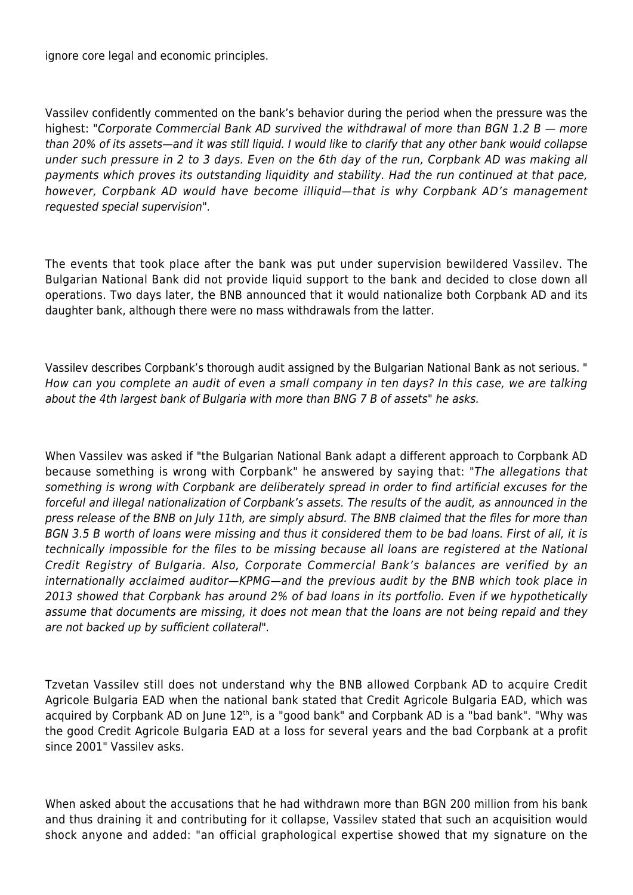ignore core legal and economic principles.

Vassilev confidently commented on the bank's behavior during the period when the pressure was the highest: "*Corporate Commercial Bank AD survived the withdrawal of more than BGN 1.2 B — more than 20% of its assets—and it was still liquid. I would like to clarify that any other bank would collapse under such pressure in 2 to 3 days. Even on the 6th day of the run, Corpbank AD was making all payments which proves its outstanding liquidity and stability. Had the run continued at that pace, however, Corpbank AD would have become illiquid—that is why Corpbank AD's management requested special supervision*".

The events that took place after the bank was put under supervision bewildered Vassilev. The Bulgarian National Bank did not provide liquid support to the bank and decided to close down all operations. Two days later, the BNB announced that it would nationalize both Corpbank AD and its daughter bank, although there were no mass withdrawals from the latter.

Vassilev describes Corpbank's thorough audit assigned by the Bulgarian National Bank as not serious. "*How can you complete an audit of even a small company in ten days? In this case, we are talking about the 4th largest bank of Bulgaria with more than BNG 7 B of assets*" he asks.

When Vassilev was asked if "the Bulgarian National Bank adapt a different approach to Corpbank AD because something is wrong with Corpbank" he answered by saying that: "*The allegations that something is wrong with Corpbank are deliberately spread in order to find artificial excuses for the forceful and illegal nationalization of Corpbank's assets. The results of the audit, as announced in the press release of the BNB on July 11th, are simply absurd. The BNB claimed that the files for more than BGN 3.5 B worth of loans were missing and thus it considered them to be bad loans. First of all, it is technically impossible for the files to be missing because all loans are registered at the National Credit Registry of Bulgaria. Also, Corporate Commercial Bank's balances are verified by an internationally acclaimed auditor—KPMG—and the previous audit by the BNB which took place in 2013 showed that Corpbank has around 2% of bad loans in its portfolio. Even if we hypothetically assume that documents are missing, it does not mean that the loans are not being repaid and they are not backed up by sufficient collateral*".

Tzvetan Vassilev still does not understand why the BNB allowed Corpbank AD to acquire Credit Agricole Bulgaria EAD when the national bank stated that Credit Agricole Bulgaria EAD, which was acquired by Corpbank AD on June 12th, is a "good bank" and Corpbank AD is a "bad bank". "Why was the good Credit Agricole Bulgaria EAD at a loss for several years and the bad Corpbank at a profit since 2001" Vassilev asks.

When asked about the accusations that he had withdrawn more than BGN 200 million from his bank and thus draining it and contributing for it collapse, Vassilev stated that such an acquisition would shock anyone and added: "an official graphological expertise showed that my signature on the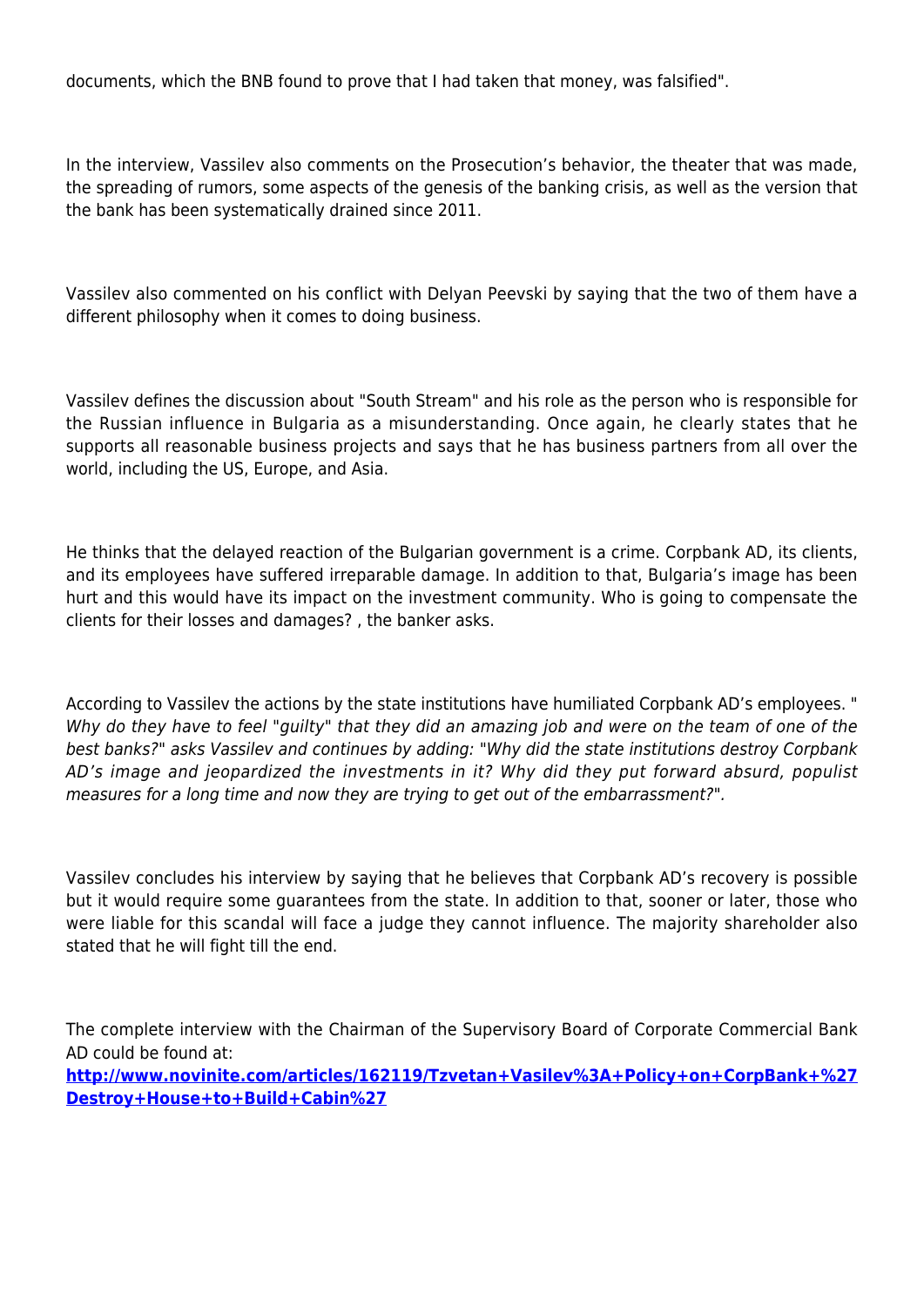documents, which the BNB found to prove that I had taken that money, was falsified".

In the interview, Vassilev also comments on the Prosecution's behavior, the theater that was made, the spreading of rumors, some aspects of the genesis of the banking crisis, as well as the version that the bank has been systematically drained since 2011.

Vassilev also commented on his conflict with Delyan Peevski by saying that the two of them have a different philosophy when it comes to doing business.

Vassilev defines the discussion about "South Stream" and his role as the person who is responsible for the Russian influence in Bulgaria as a misunderstanding. Once again, he clearly states that he supports all reasonable business projects and says that he has business partners from all over the world, including the US, Europe, and Asia.

He thinks that the delayed reaction of the Bulgarian government is a crime. Corpbank AD, its clients, and its employees have suffered irreparable damage. In addition to that, Bulgaria's image has been hurt and this would have its impact on the investment community. Who is going to compensate the clients for their losses and damages? , the banker asks.

According to Vassilev the actions by the state institutions have humiliated Corpbank AD's employees. "*Why do they have to feel "guilty" that they did an amazing job and were on the team of one of the best banks?*" asks Vassilev and continues by adding: "*Why did the state institutions destroy Corpbank AD's image and jeopardized the investments in it? Why did they put forward absurd, populist measures for a long time and now they are trying to get out of the embarrassment?*".

Vassilev concludes his interview by saying that he believes that Corpbank AD's recovery is possible but it would require some guarantees from the state. In addition to that, sooner or later, those who were liable for this scandal will face a judge they cannot influence. The majority shareholder also stated that he will fight till the end.

The complete interview with the Chairman of the Supervisory Board of Corporate Commercial Bank AD could be found at:
**[http://www.novinite.com/articles/162119/Tzvetan+Vasilev%3A+Policy+on+CorpBank+%27Destroy+House+to+Build+Cabin%27](http://www.novinite.com/articles/162119/Tzvetan+Vasilev%3A+Policy+on+CorpBank+%27Destroy+House+to+Build+Cabin%27)**